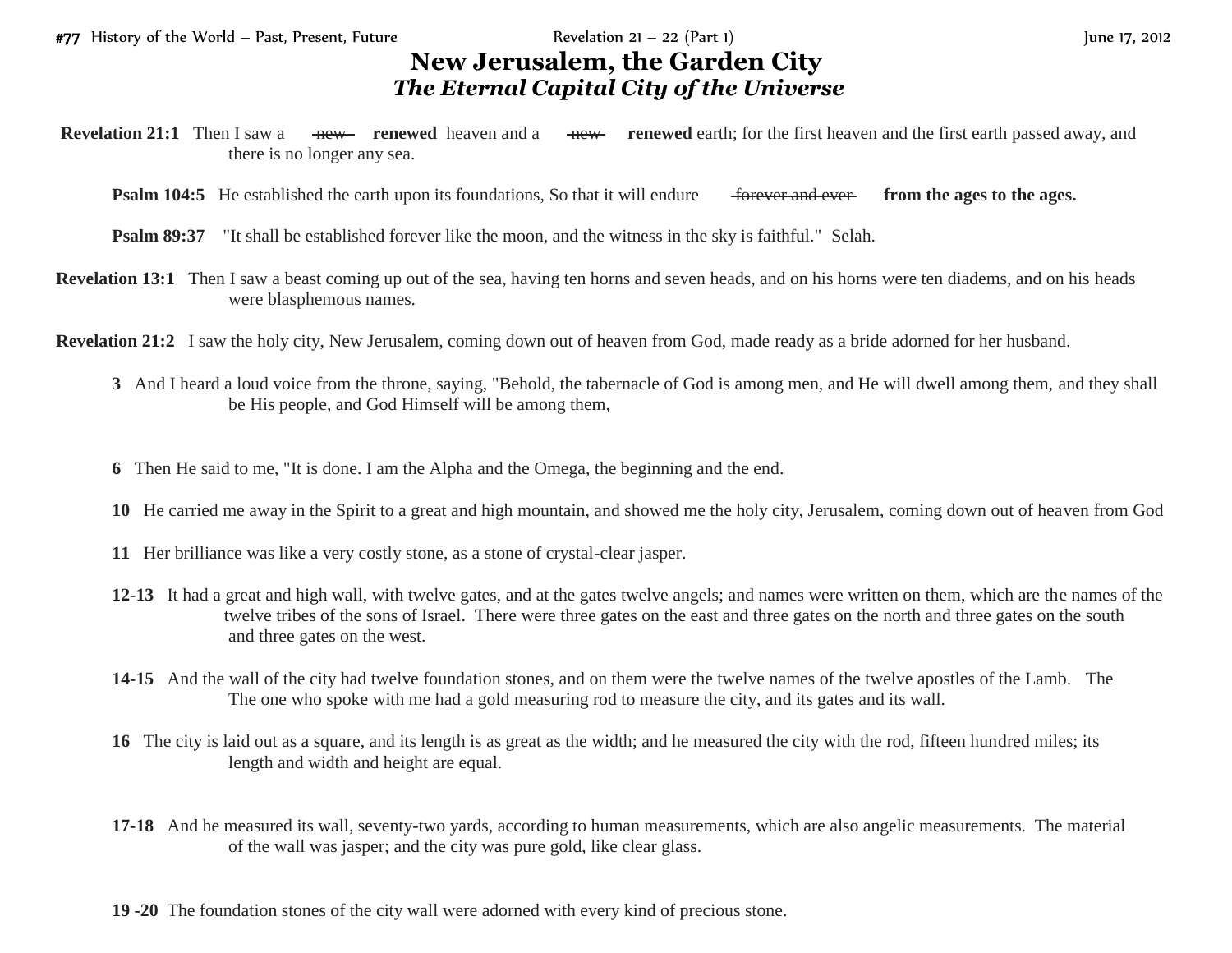# New Jerusalem, the Garden City
## *The Eternal Capital City of the Universe*

**Revelation 21:1** Then I saw a ~~new~~ **renewed** heaven and a ~~new~~ **renewed** earth; for the first heaven and the first earth passed away, and there is no longer any sea.

**Psalm 104:5** He established the earth upon its foundations, So that it will endure ~~forever and ever~~ **from the ages to the ages.**

**Psalm 89:37** "It shall be established forever like the moon, and the witness in the sky is faithful." Selah.

**Revelation 13:1** Then I saw a beast coming up out of the sea, having ten horns and seven heads, and on his horns were ten diadems, and on his heads were blasphemous names.

**Revelation 21:2** I saw the holy city, New Jerusalem, coming down out of heaven from God, made ready as a bride adorned for her husband.

**3** And I heard a loud voice from the throne, saying, "Behold, the tabernacle of God is among men, and He will dwell among them, and they shall be His people, and God Himself will be among them,

**6** Then He said to me, "It is done. I am the Alpha and the Omega, the beginning and the end.

**10** He carried me away in the Spirit to a great and high mountain, and showed me the holy city, Jerusalem, coming down out of heaven from God

**11** Her brilliance was like a very costly stone, as a stone of crystal-clear jasper.

**12-13** It had a great and high wall, with twelve gates, and at the gates twelve angels; and names were written on them, which are the names of the twelve tribes of the sons of Israel. There were three gates on the east and three gates on the north and three gates on the south and three gates on the west.

**14-15** And the wall of the city had twelve foundation stones, and on them were the twelve names of the twelve apostles of the Lamb. The The one who spoke with me had a gold measuring rod to measure the city, and its gates and its wall.

**16** The city is laid out as a square, and its length is as great as the width; and he measured the city with the rod, fifteen hundred miles; its length and width and height are equal.

**17-18** And he measured its wall, seventy-two yards, according to human measurements, which are also angelic measurements. The material of the wall was jasper; and the city was pure gold, like clear glass.

**19 -20** The foundation stones of the city wall were adorned with every kind of precious stone.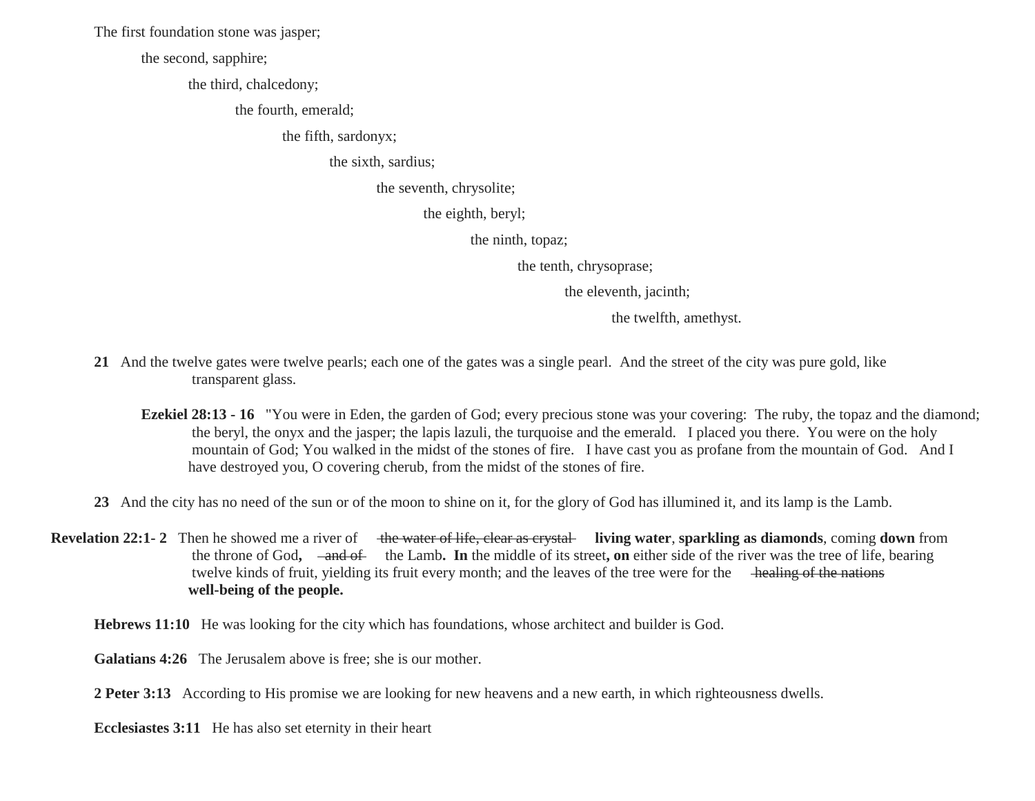The first foundation stone was jasper;

the second, sapphire;

the third, chalcedony;

the fourth, emerald;

the fifth, sardonyx;

the sixth, sardius;

the seventh, chrysolite;

the eighth, beryl;

the ninth, topaz;

the tenth, chrysoprase;

the eleventh, jacinth;

the twelfth, amethyst.

**21** And the twelve gates were twelve pearls; each one of the gates was a single pearl. And the street of the city was pure gold, like transparent glass.

**Ezekiel 28:13 - 16** "You were in Eden, the garden of God; every precious stone was your covering: The ruby, the topaz and the diamond; the beryl, the onyx and the jasper; the lapis lazuli, the turquoise and the emerald. I placed you there. You were on the holy mountain of God; You walked in the midst of the stones of fire. I have cast you as profane from the mountain of God. And I have destroyed you, O covering cherub, from the midst of the stones of fire.

**23** And the city has no need of the sun or of the moon to shine on it, for the glory of God has illumined it, and its lamp is the Lamb.

**Revelation 22:1- 2** Then he showed me a river of ~~the water of life, clear as crystal~~ **living water**, **sparkling as diamonds**, coming **down** from the throne of God**,** ~~and of~~ the Lamb**. In** the middle of its street**, on** either side of the river was the tree of life, bearing twelve kinds of fruit, yielding its fruit every month; and the leaves of the tree were for the ~~healing of the nations~~ **well-being of the people.**

**Hebrews 11:10** He was looking for the city which has foundations, whose architect and builder is God.

**Galatians 4:26** The Jerusalem above is free; she is our mother.

**2 Peter 3:13** According to His promise we are looking for new heavens and a new earth, in which righteousness dwells.

**Ecclesiastes 3:11** He has also set eternity in their heart